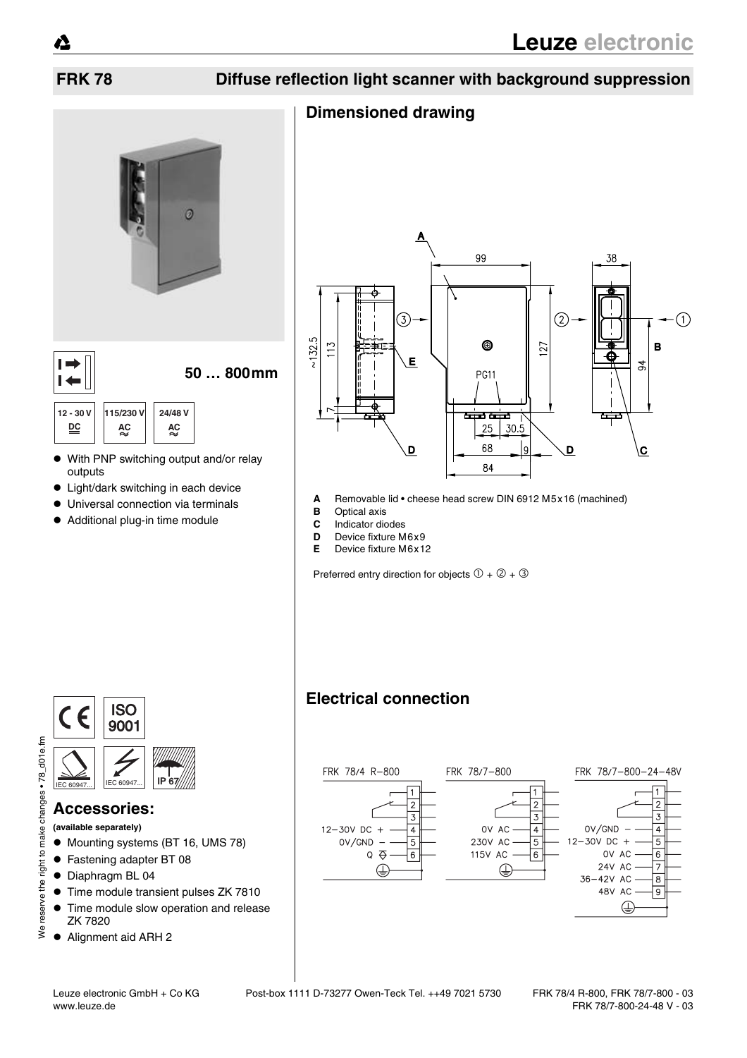# FRK 78 Diffuse reflection light scanner with background suppression

**50 … 800mm**

12 - 30 V DC | 115/230 V AC | 24/48 V AC

- With PNP switching output and/or relay outputs
- Light/dark switching in each device
- Universal connection via terminals
- Additional plug-in time module

## Accessories:

**(available separately)**

- Mounting systems (BT 16, UMS 78)
- Fastening adapter BT 08
- Diaphragm BL 04
- Time module transient pulses ZK 7810
- Time module slow operation and release ZK 7820
- Alignment aid ARH 2

## Dimensioned drawing

- **A** Removable lid • cheese head screw DIN 6912 M5x16 (machined)
- **B** Optical axis
- **C** Indicator diodes
- **D** Device fixture M6x9
- **E** Device fixture M6x12

Preferred entry direction for objects ① + ② + ③

## Electrical connection

FRK 78/4 R-800

| Terminal | Connection |
|---|---|
| 1 | Relay |
| 2 | Relay |
| 3 | Relay |
| 4 | 12–30V DC + |
| 5 | 0V/GND – |
| 6 | Q |
| ⏚ | Earth |

FRK 78/7-800

| Terminal | Connection |
|---|---|
| 1 | Relay |
| 2 | Relay |
| 3 | Relay |
| 4 | 0V AC |
| 5 | 230V AC |
| 6 | 115V AC |
| ⏚ | Earth |

FRK 78/7-800-24-48V

| Terminal | Connection |
|---|---|
| 1 | Relay |
| 2 | Relay |
| 3 | Relay |
| 4 | 0V/GND – |
| 5 | 12–30V DC + |
| 6 | 0V AC |
| 7 | 24V AC |
| 8 | 36–42V AC |
| 9 | 48V AC |
| ⏚ | Earth |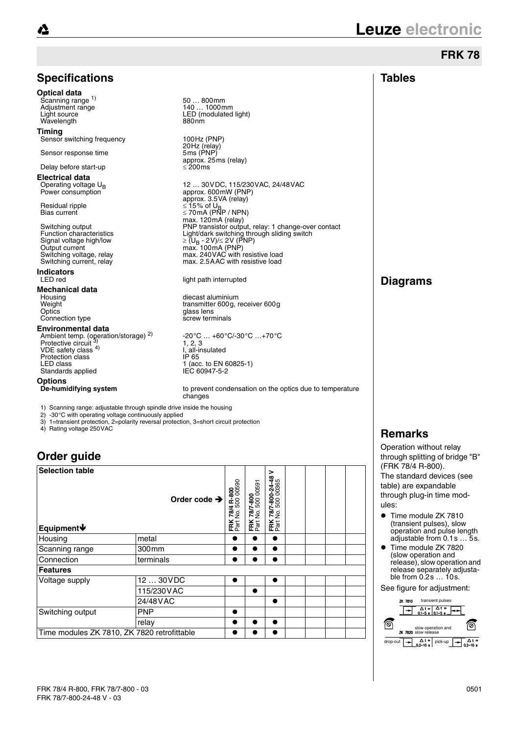# FRK 78

## Specifications

### Optical data

| | |
|---|---|
| Scanning range [1] | 50 … 800mm |
| Adjustment range | 140 … 1000mm |
| Light source | LED (modulated light) |
| Wavelength | 880nm |

### Timing

| | |
|---|---|
| Sensor switching frequency | 100Hz (PNP) 20Hz (relay) |
| Sensor response time | 5ms (PNP) approx. 25ms (relay) |
| Delay before start-up | ≤ 200ms |

### Electrical data

| | |
|---|---|
| Operating voltage $U_B$ | 12 … 30VDC, 115/230VAC, 24/48VAC |
| Power consumption | approx. 600mW (PNP) approx. 3.5VA (relay) |
| Residual ripple | ≤ 15% of $U_B$ |
| Bias current | ≤ 70mA (PNP / NPN) max. 120mA (relay) |
| Switching output | PNP transistor output, relay: 1 change-over contact |
| Function characteristics | Light/dark switching through sliding switch |
| Signal voltage high/low | ≥ ($U_B$ - 2V)/≤ 2V (PNP) |
| Output current | max. 100mA (PNP) |
| Switching voltage, relay | max. 240VAC with resistive load |
| Switching current, relay | max. 2.5AAC with resistive load |

### Indicators

| | |
|---|---|
| LED red | light path interrupted |

### Mechanical data

| | |
|---|---|
| Housing | diecast aluminium |
| Weight | transmitter 600g, receiver 600g |
| Optics | glass lens |
| Connection type | screw terminals |

### Environmental data

| | |
|---|---|
| Ambient temp. (operation/storage) [2] | -20°C … +60°C/-30°C …+70°C |
| Protective circuit [3] | 1, 2, 3 |
| VDE safety class [4] | I, all-insulated |
| Protection class | IP 65 |
| LED class | 1 (acc. to EN 60825-1) |
| Standards applied | IEC 60947-5-2 |

### Options

| | |
|---|---|
| **De-humidifying system** | to prevent condensation on the optics due to temperature changes |

1) Scanning range: adjustable through spindle drive inside the housing
2) -30°C with operating voltage continuously applied
3) 1=transient protection, 2=polarity reversal protection, 3=short circuit protection
4) Rating voltage 250VAC

## Order guide

| Selection table | Order code ➔ | FRK 78/4 R-800 Part No. 500 00590 | FRK 78/7-800 Part No. 500 00591 | FRK 78/7-800-24-48 V Part No. 500 00365 | | | | |
|---|---|---|---|---|---|---|---|---|
| **Equipment** ↓ | | | | | | | | |
| Housing | metal | ● | ● | ● | | | | |
| Scanning range | 300mm | ● | ● | ● | | | | |
| Connection | terminals | ● | ● | ● | | | | |
| **Features** | | | | | | | | |
| Voltage supply | 12 … 30VDC | ● | | ● | | | | |
| | 115/230VAC | | ● | | | | | |
| | 24/48VAC | | | ● | | | | |
| Switching output | PNP | ● | | | | | | |
| | relay | ● | ● | ● | | | | |
| Time modules ZK 7810, ZK 7820 retrofittable | | ● | ● | ● | | | | |

## Tables

## Diagrams

## Remarks

Operation without relay through splitting of bridge "B" (FRK 78/4 R-800).

The standard devices (see table) are expandable through plug-in time modules:

- Time module ZK 7810 (transient pulses), slow operation and pulse length adjustable from 0.1s … 5s.
- Time module ZK 7820 (slow operation and release), slow operation and release separately adjustable from 0.2s … 10s.

See figure for adjustment:

ZK 7810 transient pulses
Δt = 0.1–5 s
Δt = 0.1–5 s
ZK 7820 slow operation and slow release
drop-out Δt = 0.2–10 s
pick-up Δt = 0.2–10 s

FRK 78/4 R-800, FRK 78/7-800 - 03
FRK 78/7-800-24-48 V - 03